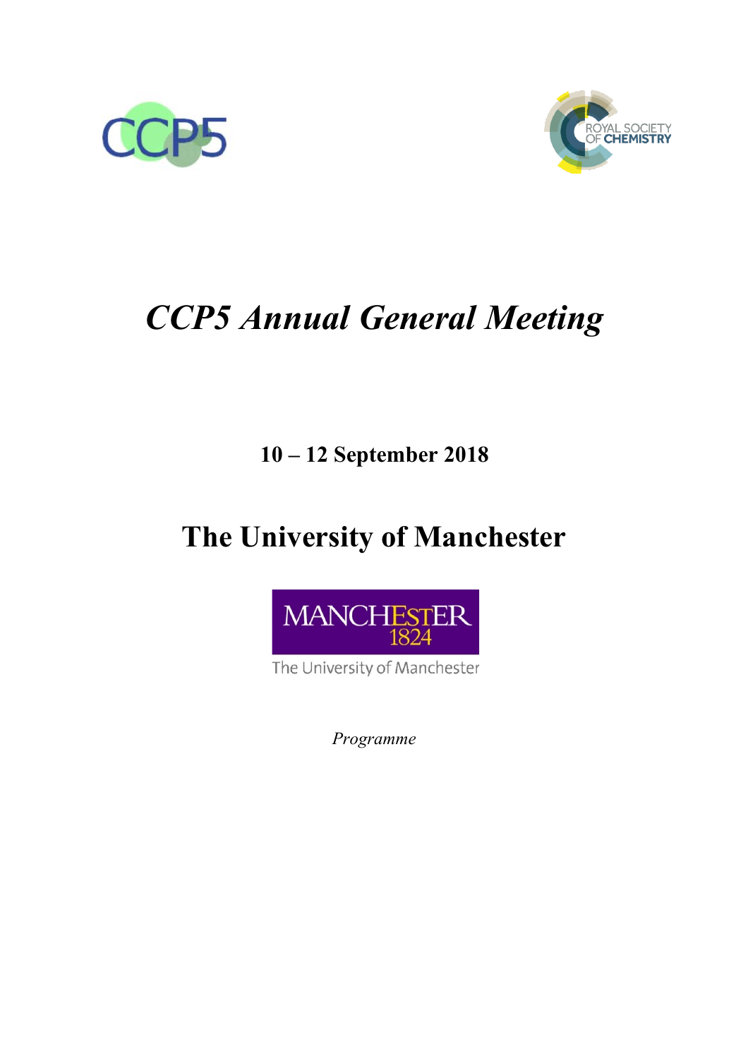# *CCP5 Annual General Meeting*

**10 – 12 September 2018**

## The University of Manchester

*Programme*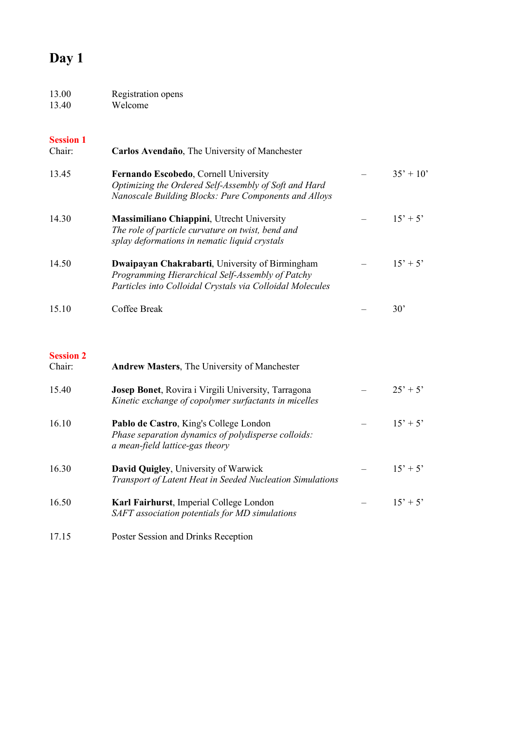# Day 1

| | | | |
|---|---|---|---|
| 13.00 | Registration opens | | |
| 13.40 | Welcome | | |

**Session 1**

Chair: **Carlos Avendaño**, The University of Manchester

| | | | |
|---|---|---|---|
| 13.45 | **Fernando Escobedo**, Cornell University<br>*Optimizing the Ordered Self-Assembly of Soft and Hard Nanoscale Building Blocks: Pure Components and Alloys* | – | 35’ + 10’ |
| 14.30 | **Massimiliano Chiappini**, Utrecht University<br>*The role of particle curvature on twist, bend and splay deformations in nematic liquid crystals* | – | 15’ + 5’ |
| 14.50 | **Dwaipayan Chakrabarti**, University of Birmingham<br>*Programming Hierarchical Self-Assembly of Patchy Particles into Colloidal Crystals via Colloidal Molecules* | – | 15’ + 5’ |
| 15.10 | Coffee Break | – | 30’ |

**Session 2**

Chair: **Andrew Masters**, The University of Manchester

| | | | |
|---|---|---|---|
| 15.40 | **Josep Bonet**, Rovira i Virgili University, Tarragona<br>*Kinetic exchange of copolymer surfactants in micelles* | – | 25’ + 5’ |
| 16.10 | **Pablo de Castro**, King's College London<br>*Phase separation dynamics of polydisperse colloids: a mean-field lattice-gas theory* | – | 15’ + 5’ |
| 16.30 | **David Quigley**, University of Warwick<br>*Transport of Latent Heat in Seeded Nucleation Simulations* | – | 15’ + 5’ |
| 16.50 | **Karl Fairhurst**, Imperial College London<br>*SAFT association potentials for MD simulations* | – | 15’ + 5’ |
| 17.15 | Poster Session and Drinks Reception | | |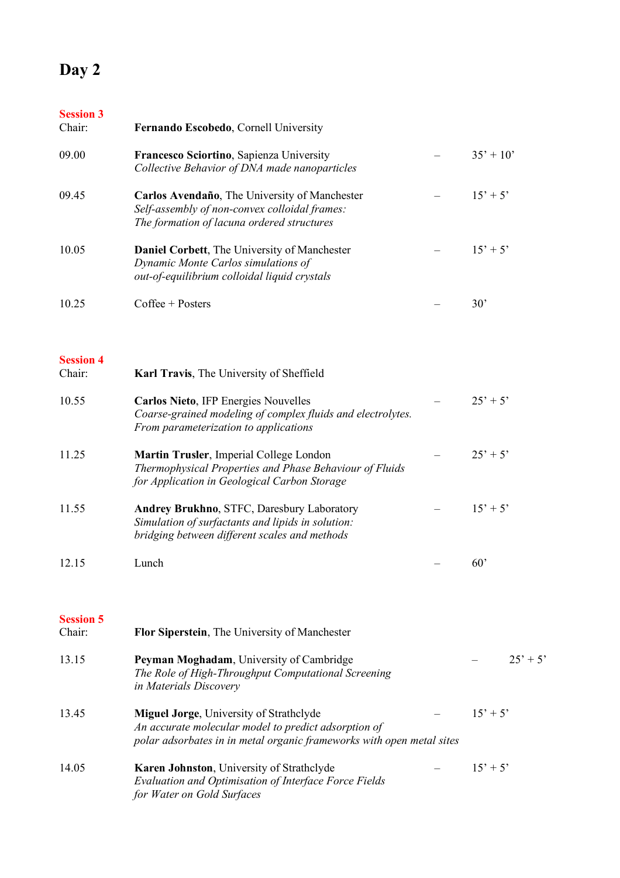# Day 2

**Session 3**

Chair: **Fernando Escobedo**, Cornell University

| | | | |
|---|---|---|---|
| 09.00 | **Francesco Sciortino**, Sapienza University<br>*Collective Behavior of DNA made nanoparticles* | – | 35’ + 10’ |
| 09.45 | **Carlos Avendaño**, The University of Manchester<br>*Self-assembly of non-convex colloidal frames: The formation of lacuna ordered structures* | – | 15’ + 5’ |
| 10.05 | **Daniel Corbett**, The University of Manchester<br>*Dynamic Monte Carlos simulations of out-of-equilibrium colloidal liquid crystals* | – | 15’ + 5’ |
| 10.25 | Coffee + Posters | – | 30’ |

**Session 4**

Chair: **Karl Travis**, The University of Sheffield

| | | | |
|---|---|---|---|
| 10.55 | **Carlos Nieto**, IFP Energies Nouvelles<br>*Coarse-grained modeling of complex fluids and electrolytes. From parameterization to applications* | – | 25’ + 5’ |
| 11.25 | **Martin Trusler**, Imperial College London<br>*Thermophysical Properties and Phase Behaviour of Fluids for Application in Geological Carbon Storage* | – | 25’ + 5’ |
| 11.55 | **Andrey Brukhno**, STFC, Daresbury Laboratory<br>*Simulation of surfactants and lipids in solution: bridging between different scales and methods* | – | 15’ + 5’ |
| 12.15 | Lunch | – | 60’ |

**Session 5**

Chair: **Flor Siperstein**, The University of Manchester

| | | | |
|---|---|---|---|
| 13.15 | **Peyman Moghadam**, University of Cambridge<br>*The Role of High-Throughput Computational Screening in Materials Discovery* | – | 25’ + 5’ |
| 13.45 | **Miguel Jorge**, University of Strathclyde<br>*An accurate molecular model to predict adsorption of polar adsorbates in in metal organic frameworks with open metal sites* | – | 15’ + 5’ |
| 14.05 | **Karen Johnston**, University of Strathclyde<br>*Evaluation and Optimisation of Interface Force Fields for Water on Gold Surfaces* | – | 15’ + 5’ |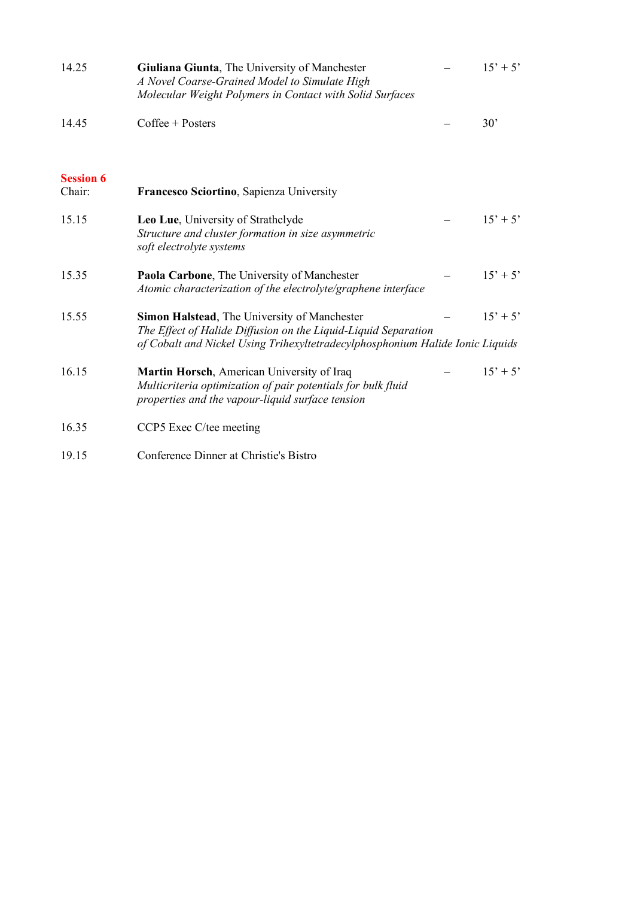| | | | |
|---|---|---|---|
| 14.25 | **Giuliana Giunta**, The University of Manchester<br>*A Novel Coarse-Grained Model to Simulate High Molecular Weight Polymers in Contact with Solid Surfaces* | – | 15’ + 5’ |
| 14.45 | Coffee + Posters | – | 30’ |

**Session 6**

Chair: **Francesco Sciortino**, Sapienza University

| | | | |
|---|---|---|---|
| 15.15 | **Leo Lue**, University of Strathclyde<br>*Structure and cluster formation in size asymmetric soft electrolyte systems* | – | 15’ + 5’ |
| 15.35 | **Paola Carbone**, The University of Manchester<br>*Atomic characterization of the electrolyte/graphene interface* | – | 15’ + 5’ |
| 15.55 | **Simon Halstead**, The University of Manchester<br>*The Effect of Halide Diffusion on the Liquid-Liquid Separation of Cobalt and Nickel Using Trihexyltetradecylphosphonium Halide Ionic Liquids* | – | 15’ + 5’ |
| 16.15 | **Martin Horsch**, American University of Iraq<br>*Multicriteria optimization of pair potentials for bulk fluid properties and the vapour-liquid surface tension* | – | 15’ + 5’ |
| 16.35 | CCP5 Exec C/tee meeting | | |
| 19.15 | Conference Dinner at Christie's Bistro | | |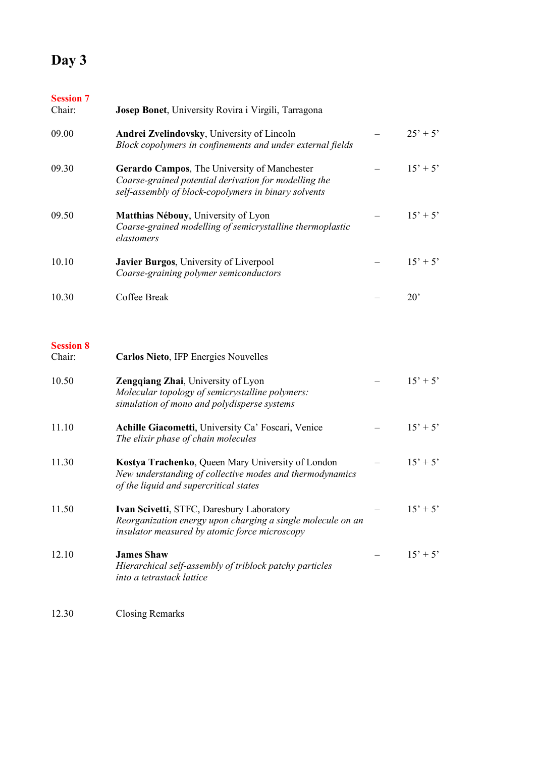# Day 3

## Session 7

Chair: **Josep Bonet**, University Rovira i Virgili, Tarragona

| Time | Talk | | Duration |
|---|---|---|---|
| 09.00 | **Andrei Zvelindovsky**, University of Lincoln<br>*Block copolymers in confinements and under external fields* | – | 25’ + 5’ |
| 09.30 | **Gerardo Campos**, The University of Manchester<br>*Coarse-grained potential derivation for modelling the self-assembly of block-copolymers in binary solvents* | – | 15’ + 5’ |
| 09.50 | **Matthias Nébouy**, University of Lyon<br>*Coarse-grained modelling of semicrystalline thermoplastic elastomers* | – | 15’ + 5’ |
| 10.10 | **Javier Burgos**, University of Liverpool<br>*Coarse-graining polymer semiconductors* | – | 15’ + 5’ |
| 10.30 | Coffee Break | – | 20’ |

## Session 8

Chair: **Carlos Nieto**, IFP Energies Nouvelles

| Time | Talk | | Duration |
|---|---|---|---|
| 10.50 | **Zengqiang Zhai**, University of Lyon<br>*Molecular topology of semicrystalline polymers: simulation of mono and polydisperse systems* | – | 15’ + 5’ |
| 11.10 | **Achille Giacometti**, University Ca’ Foscari, Venice<br>*The elixir phase of chain molecules* | – | 15’ + 5’ |
| 11.30 | **Kostya Trachenko**, Queen Mary University of London<br>*New understanding of collective modes and thermodynamics of the liquid and supercritical states* | – | 15’ + 5’ |
| 11.50 | **Ivan Scivetti**, STFC, Daresbury Laboratory<br>*Reorganization energy upon charging a single molecule on an insulator measured by atomic force microscopy* | – | 15’ + 5’ |
| 12.10 | **James Shaw**<br>*Hierarchical self-assembly of triblock patchy particles into a tetrastack lattice* | – | 15’ + 5’ |
| 12.30 | Closing Remarks | | |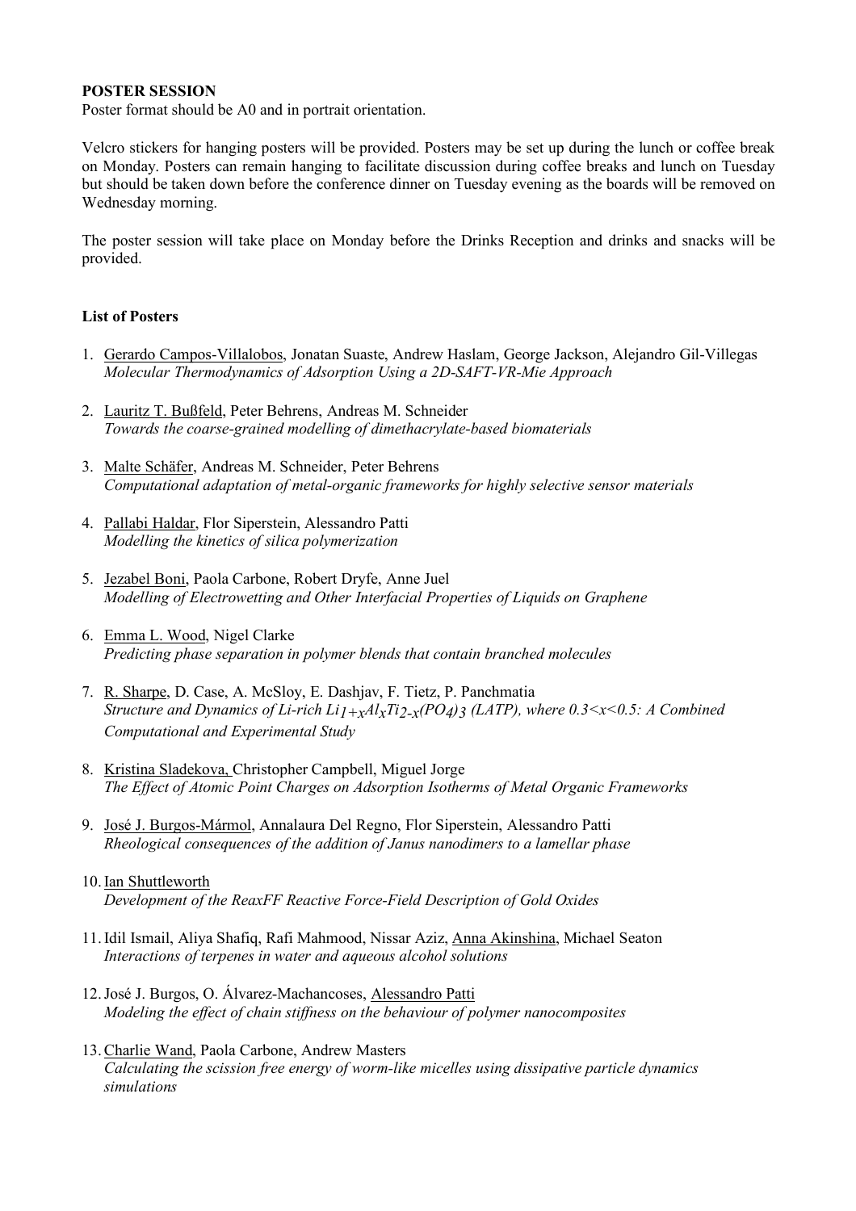**POSTER SESSION**

Poster format should be A0 and in portrait orientation.

Velcro stickers for hanging posters will be provided. Posters may be set up during the lunch or coffee break on Monday. Posters can remain hanging to facilitate discussion during coffee breaks and lunch on Tuesday but should be taken down before the conference dinner on Tuesday evening as the boards will be removed on Wednesday morning.

The poster session will take place on Monday before the Drinks Reception and drinks and snacks will be provided.

**List of Posters**

1. Gerardo Campos-Villalobos, Jonatan Suaste, Andrew Haslam, George Jackson, Alejandro Gil-Villegas
   *Molecular Thermodynamics of Adsorption Using a 2D-SAFT-VR-Mie Approach*

2. Lauritz T. Bußfeld, Peter Behrens, Andreas M. Schneider
   *Towards the coarse-grained modelling of dimethacrylate-based biomaterials*

3. Malte Schäfer, Andreas M. Schneider, Peter Behrens
   *Computational adaptation of metal-organic frameworks for highly selective sensor materials*

4. Pallabi Haldar, Flor Siperstein, Alessandro Patti
   *Modelling the kinetics of silica polymerization*

5. Jezabel Boni, Paola Carbone, Robert Dryfe, Anne Juel
   *Modelling of Electrowetting and Other Interfacial Properties of Liquids on Graphene*

6. Emma L. Wood, Nigel Clarke
   *Predicting phase separation in polymer blends that contain branched molecules*

7. R. Sharpe, D. Case, A. McSloy, E. Dashjav, F. Tietz, P. Panchmatia
   *Structure and Dynamics of Li-rich $Li_{1+x}Al_xTi_{2-x}(PO_4)_3$ (LATP), where $0.3<x<0.5$: A Combined Computational and Experimental Study*

8. Kristina Sladekova, Christopher Campbell, Miguel Jorge
   *The Effect of Atomic Point Charges on Adsorption Isotherms of Metal Organic Frameworks*

9. José J. Burgos-Mármol, Annalaura Del Regno, Flor Siperstein, Alessandro Patti
   *Rheological consequences of the addition of Janus nanodimers to a lamellar phase*

10. Ian Shuttleworth
    *Development of the ReaxFF Reactive Force-Field Description of Gold Oxides*

11. Idil Ismail, Aliya Shafiq, Rafi Mahmood, Nissar Aziz, Anna Akinshina, Michael Seaton
    *Interactions of terpenes in water and aqueous alcohol solutions*

12. José J. Burgos, O. Álvarez-Machancoses, Alessandro Patti
    *Modeling the effect of chain stiffness on the behaviour of polymer nanocomposites*

13. Charlie Wand, Paola Carbone, Andrew Masters
    *Calculating the scission free energy of worm-like micelles using dissipative particle dynamics simulations*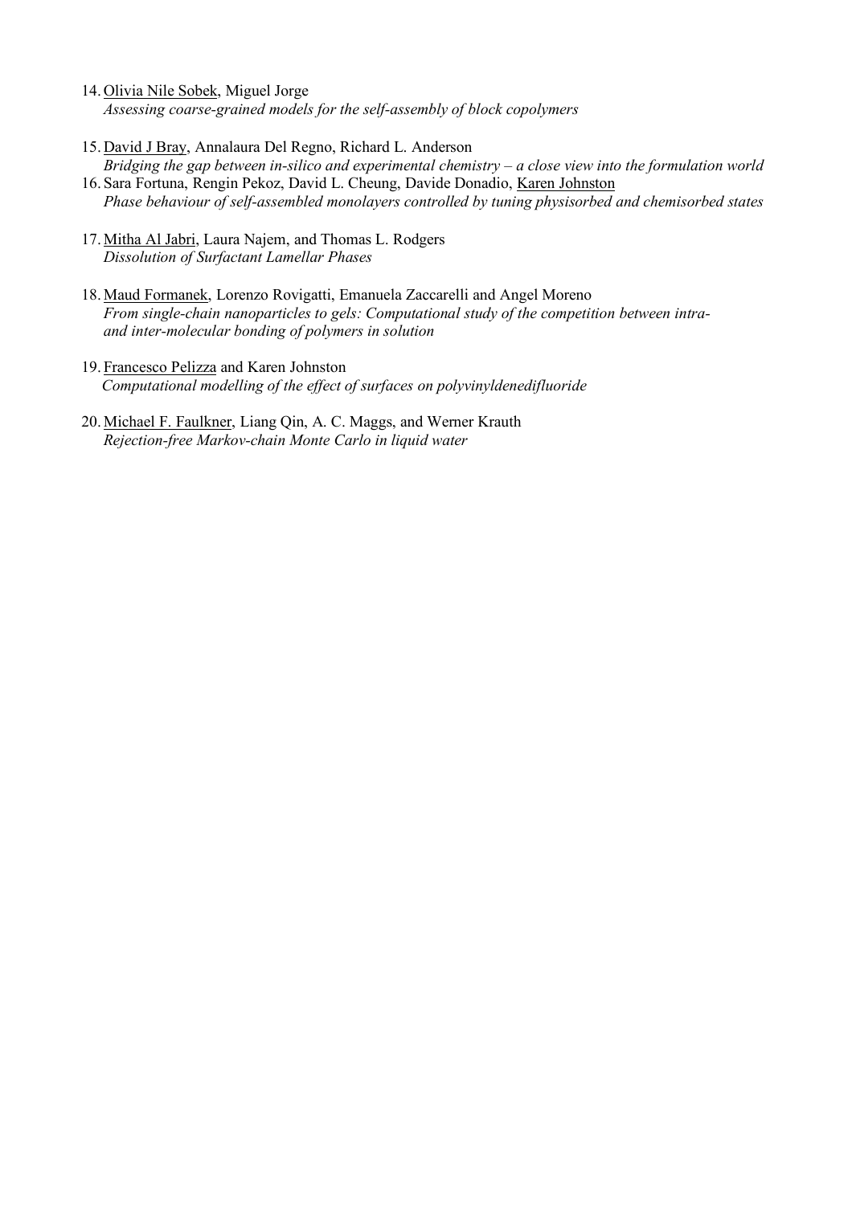14. Olivia Nile Sobek, Miguel Jorge
    *Assessing coarse-grained models for the self-assembly of block copolymers*

15. David J Bray, Annalaura Del Regno, Richard L. Anderson
    *Bridging the gap between in-silico and experimental chemistry – a close view into the formulation world*

16. Sara Fortuna, Rengin Pekoz, David L. Cheung, Davide Donadio, Karen Johnston
    *Phase behaviour of self-assembled monolayers controlled by tuning physisorbed and chemisorbed states*

17. Mitha Al Jabri, Laura Najem, and Thomas L. Rodgers
    *Dissolution of Surfactant Lamellar Phases*

18. Maud Formanek, Lorenzo Rovigatti, Emanuela Zaccarelli and Angel Moreno
    *From single-chain nanoparticles to gels: Computational study of the competition between intra- and inter-molecular bonding of polymers in solution*

19. Francesco Pelizza and Karen Johnston
    *Computational modelling of the effect of surfaces on polyvinyldenedifluoride*

20. Michael F. Faulkner, Liang Qin, A. C. Maggs, and Werner Krauth
    *Rejection-free Markov-chain Monte Carlo in liquid water*